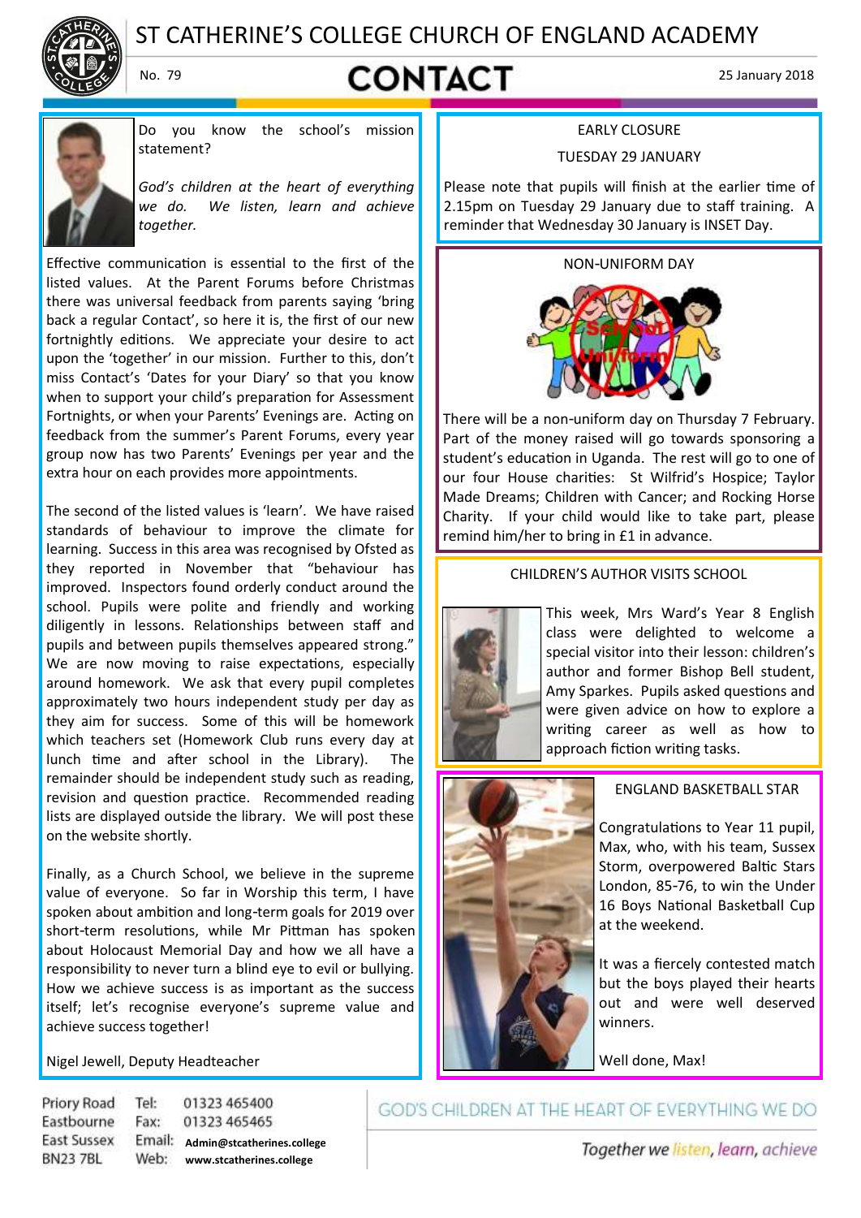# ST CATHERINE'S COLLEGE CHURCH OF ENGLAND ACADEMY

No. 79

## CONTACT

25 January 2018

Do you know the school's mission statement?

*God's children at the heart of everything we do. We listen, learn and achieve together.*

Effective communication is essential to the first of the listed values. At the Parent Forums before Christmas there was universal feedback from parents saying 'bring back a regular Contact', so here it is, the first of our new fortnightly editions. We appreciate your desire to act upon the 'together' in our mission. Further to this, don't miss Contact's 'Dates for your Diary' so that you know when to support your child's preparation for Assessment Fortnights, or when your Parents' Evenings are. Acting on feedback from the summer's Parent Forums, every year group now has two Parents' Evenings per year and the extra hour on each provides more appointments.

The second of the listed values is 'learn'. We have raised standards of behaviour to improve the climate for learning. Success in this area was recognised by Ofsted as they reported in November that "behaviour has improved. Inspectors found orderly conduct around the school. Pupils were polite and friendly and working diligently in lessons. Relationships between staff and pupils and between pupils themselves appeared strong." We are now moving to raise expectations, especially around homework. We ask that every pupil completes approximately two hours independent study per day as they aim for success. Some of this will be homework which teachers set (Homework Club runs every day at lunch time and after school in the Library). The remainder should be independent study such as reading, revision and question practice. Recommended reading lists are displayed outside the library. We will post these on the website shortly.

Finally, as a Church School, we believe in the supreme value of everyone. So far in Worship this term, I have spoken about ambition and long-term goals for 2019 over short-term resolutions, while Mr Pittman has spoken about Holocaust Memorial Day and how we all have a responsibility to never turn a blind eye to evil or bullying. How we achieve success is as important as the success itself; let's recognise everyone's supreme value and achieve success together!

Nigel Jewell, Deputy Headteacher

### EARLY CLOSURE

### TUESDAY 29 JANUARY

Please note that pupils will finish at the earlier time of 2.15pm on Tuesday 29 January due to staff training. A reminder that Wednesday 30 January is INSET Day.

### NON-UNIFORM DAY

There will be a non-uniform day on Thursday 7 February. Part of the money raised will go towards sponsoring a student's education in Uganda. The rest will go to one of our four House charities: St Wilfrid's Hospice; Taylor Made Dreams; Children with Cancer; and Rocking Horse Charity. If your child would like to take part, please remind him/her to bring in £1 in advance.

### CHILDREN'S AUTHOR VISITS SCHOOL

This week, Mrs Ward's Year 8 English class were delighted to welcome a special visitor into their lesson: children's author and former Bishop Bell student, Amy Sparkes. Pupils asked questions and were given advice on how to explore a writing career as well as how to approach fiction writing tasks.

### ENGLAND BASKETBALL STAR

Congratulations to Year 11 pupil, Max, who, with his team, Sussex Storm, overpowered Baltic Stars London, 85-76, to win the Under 16 Boys National Basketball Cup at the weekend.

It was a fiercely contested match but the boys played their hearts out and were well deserved winners.

Well done, Max!

Priory Road
Eastbourne
East Sussex
BN23 7BL

Tel: 01323 465400
Fax: 01323 465465
Email: Admin@stcatherines.college
Web: www.stcatherines.college

GOD'S CHILDREN AT THE HEART OF EVERYTHING WE DO

*Together we listen, learn, achieve*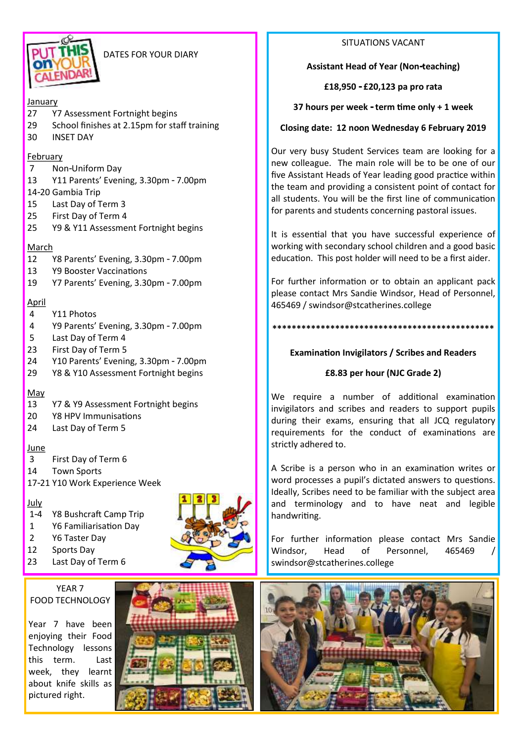## DATES FOR YOUR DIARY

**January**

- 27 Y7 Assessment Fortnight begins
- 29 School finishes at 2.15pm for staff training
- 30 INSET DAY

**February**

- 7 Non-Uniform Day
- 13 Y11 Parents' Evening, 3.30pm - 7.00pm
- 14-20 Gambia Trip
- 15 Last Day of Term 3
- 25 First Day of Term 4
- 25 Y9 & Y11 Assessment Fortnight begins

**March**

- 12 Y8 Parents' Evening, 3.30pm - 7.00pm
- 13 Y9 Booster Vaccinations
- 19 Y7 Parents' Evening, 3.30pm - 7.00pm

**April**

- 4 Y11 Photos
- 4 Y9 Parents' Evening, 3.30pm - 7.00pm
- 5 Last Day of Term 4
- 23 First Day of Term 5
- 24 Y10 Parents' Evening, 3.30pm - 7.00pm
- 29 Y8 & Y10 Assessment Fortnight begins

**May**

- 13 Y7 & Y9 Assessment Fortnight begins
- 20 Y8 HPV Immunisations
- 24 Last Day of Term 5

**June**

- 3 First Day of Term 6
- 14 Town Sports
- 17-21 Y10 Work Experience Week

**July**

- 1-4 Y8 Bushcraft Camp Trip
- 1 Y6 Familiarisation Day
- 2 Y6 Taster Day
- 12 Sports Day
- 23 Last Day of Term 6

## SITUATIONS VACANT

**Assistant Head of Year (Non-teaching)**

**£18,950 - £20,123 pa pro rata**

**37 hours per week - term time only + 1 week**

**Closing date: 12 noon Wednesday 6 February 2019**

Our very busy Student Services team are looking for a new colleague. The main role will be to be one of our five Assistant Heads of Year leading good practice within the team and providing a consistent point of contact for all students. You will be the first line of communication for parents and students concerning pastoral issues.

It is essential that you have successful experience of working with secondary school children and a good basic education. This post holder will need to be a first aider.

For further information or to obtain an applicant pack please contact Mrs Sandie Windsor, Head of Personnel, 465469 / swindsor@stcatherines.college

\*\*\*\*\*\*\*\*\*\*\*\*\*\*\*\*\*\*\*\*\*\*\*\*\*\*\*\*\*\*\*\*\*\*\*\*\*\*\*\*\*\*\*\*\*\*\*\*

**Examination Invigilators / Scribes and Readers**

**£8.83 per hour (NJC Grade 2)**

We require a number of additional examination invigilators and scribes and readers to support pupils during their exams, ensuring that all JCQ regulatory requirements for the conduct of examinations are strictly adhered to.

A Scribe is a person who in an examination writes or word processes a pupil's dictated answers to questions. Ideally, Scribes need to be familiar with the subject area and terminology and to have neat and legible handwriting.

For further information please contact Mrs Sandie Windsor, Head of Personnel, 465469 / swindsor@stcatherines.college

## YEAR 7 FOOD TECHNOLOGY

Year 7 have been enjoying their Food Technology lessons this term. Last week, they learnt about knife skills as pictured right.